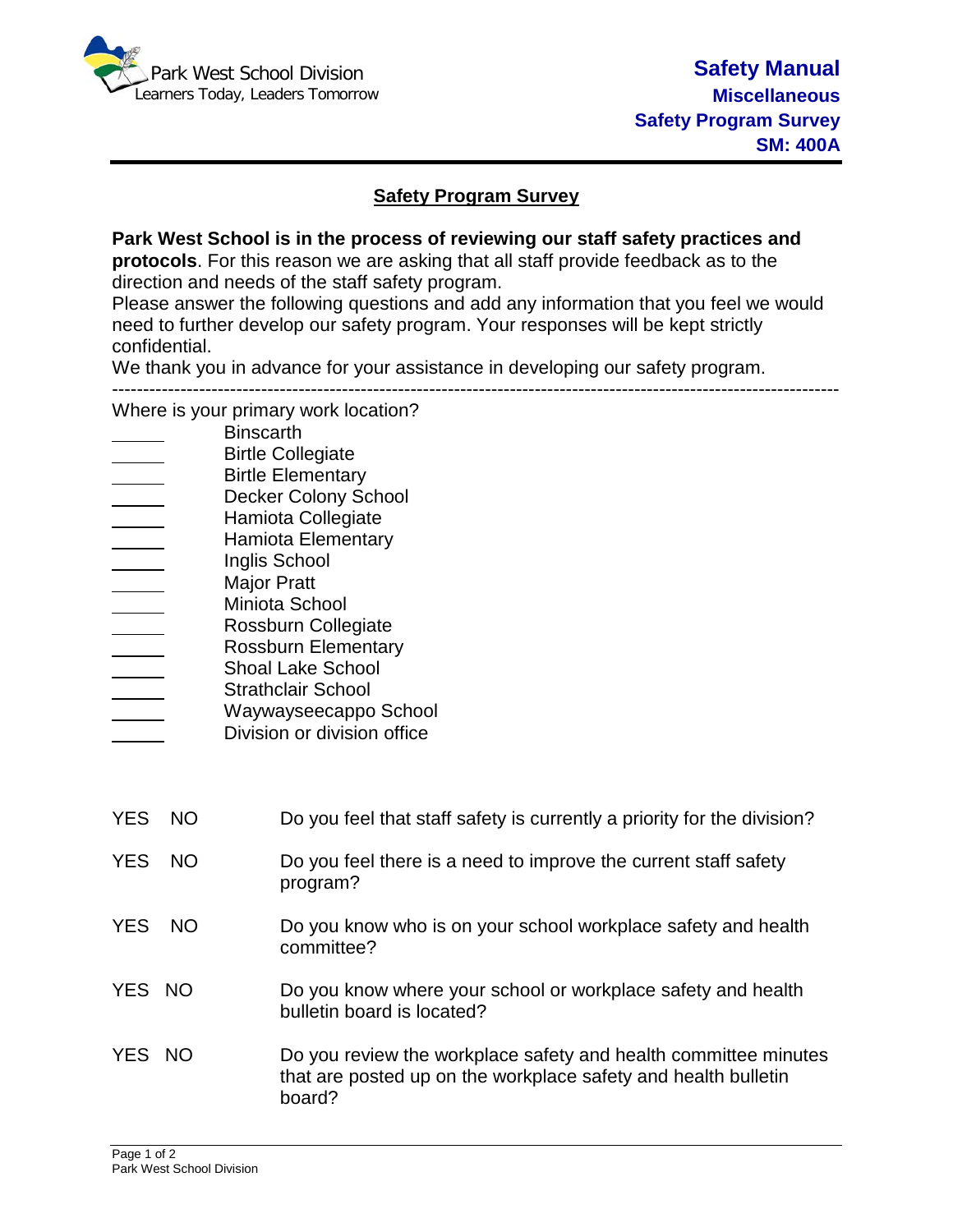Park West School Division
Learners Today, Leaders Tomorrow

**Safety Manual**
**Miscellaneous**
**Safety Program Survey**
**SM: 400A**

## Safety Program Survey

**Park West School is in the process of reviewing our staff safety practices and protocols**. For this reason we are asking that all staff provide feedback as to the direction and needs of the staff safety program.
Please answer the following questions and add any information that you feel we would need to further develop our safety program. Your responses will be kept strictly confidential.
We thank you in advance for your assistance in developing our safety program.

---

Where is your primary work location?

- ______ Binscarth
- ______ Birtle Collegiate
- ______ Birtle Elementary
- ______ Decker Colony School
- ______ Hamiota Collegiate
- ______ Hamiota Elementary
- ______ Inglis School
- ______ Major Pratt
- ______ Miniota School
- ______ Rossburn Collegiate
- ______ Rossburn Elementary
- ______ Shoal Lake School
- ______ Strathclair School
- ______ Waywayseecappo School
- ______ Division or division office

YES NO Do you feel that staff safety is currently a priority for the division?

YES NO Do you feel there is a need to improve the current staff safety program?

YES NO Do you know who is on your school workplace safety and health committee?

YES NO Do you know where your school or workplace safety and health bulletin board is located?

YES NO Do you review the workplace safety and health committee minutes that are posted up on the workplace safety and health bulletin board?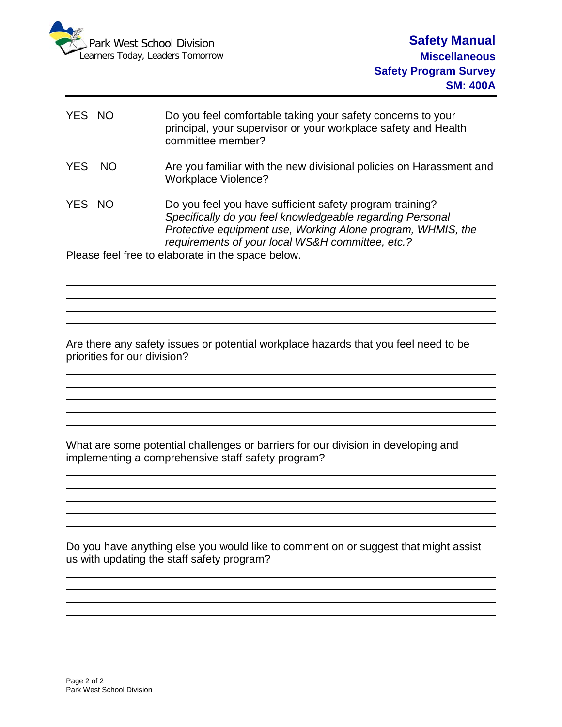YES NO Do you feel comfortable taking your safety concerns to your principal, your supervisor or your workplace safety and Health committee member?

YES NO Are you familiar with the new divisional policies on Harassment and Workplace Violence?

YES NO Do you feel you have sufficient safety program training? *Specifically do you feel knowledgeable regarding Personal Protective equipment use, Working Alone program, WHMIS, the requirements of your local WS&H committee, etc.?*

Please feel free to elaborate in the space below.

Are there any safety issues or potential workplace hazards that you feel need to be priorities for our division?

What are some potential challenges or barriers for our division in developing and implementing a comprehensive staff safety program?

Do you have anything else you would like to comment on or suggest that might assist us with updating the staff safety program?